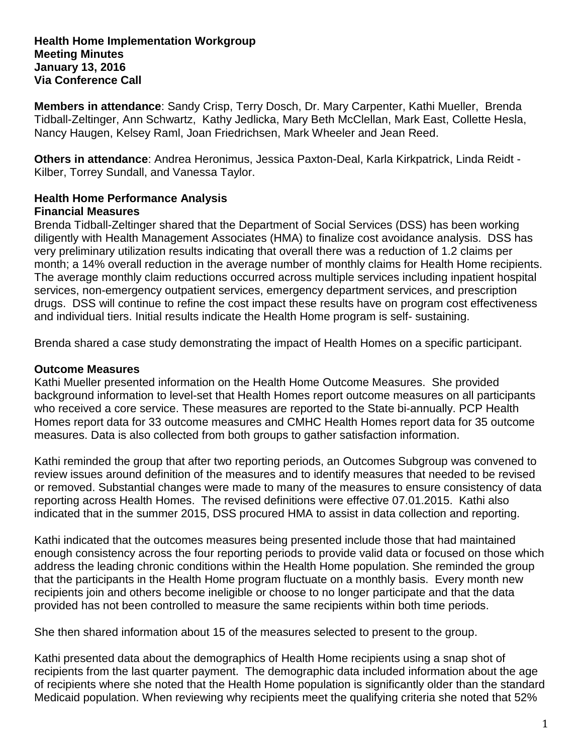**Health Home Implementation Workgroup**
**Meeting Minutes**
**January 13, 2016**
**Via Conference Call**

**Members in attendance**: Sandy Crisp, Terry Dosch, Dr. Mary Carpenter, Kathi Mueller, Brenda Tidball-Zeltinger, Ann Schwartz, Kathy Jedlicka, Mary Beth McClellan, Mark East, Collette Hesla, Nancy Haugen, Kelsey Raml, Joan Friedrichsen, Mark Wheeler and Jean Reed.

**Others in attendance**: Andrea Heronimus, Jessica Paxton-Deal, Karla Kirkpatrick, Linda Reidt - Kilber, Torrey Sundall, and Vanessa Taylor.

## Health Home Performance Analysis

### Financial Measures

Brenda Tidball-Zeltinger shared that the Department of Social Services (DSS) has been working diligently with Health Management Associates (HMA) to finalize cost avoidance analysis. DSS has very preliminary utilization results indicating that overall there was a reduction of 1.2 claims per month; a 14% overall reduction in the average number of monthly claims for Health Home recipients. The average monthly claim reductions occurred across multiple services including inpatient hospital services, non-emergency outpatient services, emergency department services, and prescription drugs. DSS will continue to refine the cost impact these results have on program cost effectiveness and individual tiers. Initial results indicate the Health Home program is self- sustaining.

Brenda shared a case study demonstrating the impact of Health Homes on a specific participant.

### Outcome Measures

Kathi Mueller presented information on the Health Home Outcome Measures. She provided background information to level-set that Health Homes report outcome measures on all participants who received a core service. These measures are reported to the State bi-annually. PCP Health Homes report data for 33 outcome measures and CMHC Health Homes report data for 35 outcome measures. Data is also collected from both groups to gather satisfaction information.

Kathi reminded the group that after two reporting periods, an Outcomes Subgroup was convened to review issues around definition of the measures and to identify measures that needed to be revised or removed. Substantial changes were made to many of the measures to ensure consistency of data reporting across Health Homes. The revised definitions were effective 07.01.2015. Kathi also indicated that in the summer 2015, DSS procured HMA to assist in data collection and reporting.

Kathi indicated that the outcomes measures being presented include those that had maintained enough consistency across the four reporting periods to provide valid data or focused on those which address the leading chronic conditions within the Health Home population. She reminded the group that the participants in the Health Home program fluctuate on a monthly basis. Every month new recipients join and others become ineligible or choose to no longer participate and that the data provided has not been controlled to measure the same recipients within both time periods.

She then shared information about 15 of the measures selected to present to the group.

Kathi presented data about the demographics of Health Home recipients using a snap shot of recipients from the last quarter payment. The demographic data included information about the age of recipients where she noted that the Health Home population is significantly older than the standard Medicaid population. When reviewing why recipients meet the qualifying criteria she noted that 52%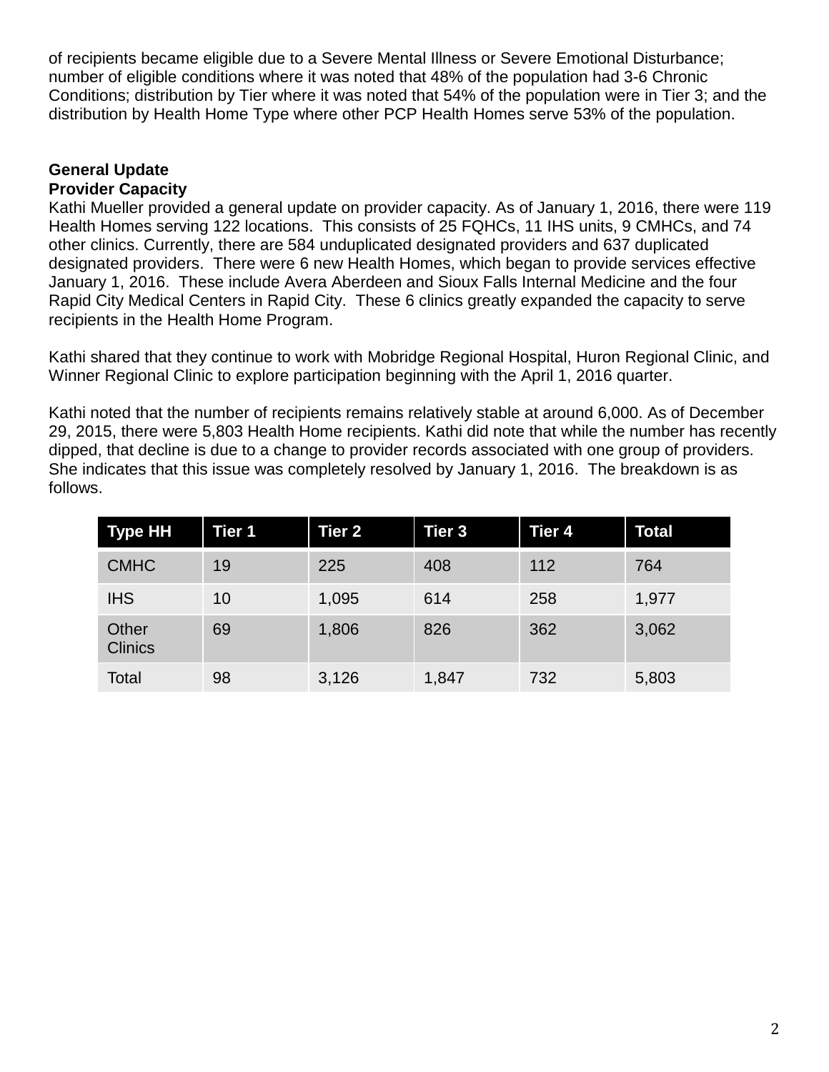of recipients became eligible due to a Severe Mental Illness or Severe Emotional Disturbance; number of eligible conditions where it was noted that 48% of the population had 3-6 Chronic Conditions; distribution by Tier where it was noted that 54% of the population were in Tier 3; and the distribution by Health Home Type where other PCP Health Homes serve 53% of the population.

**General Update**
**Provider Capacity**

Kathi Mueller provided a general update on provider capacity. As of January 1, 2016, there were 119 Health Homes serving 122 locations. This consists of 25 FQHCs, 11 IHS units, 9 CMHCs, and 74 other clinics. Currently, there are 584 unduplicated designated providers and 637 duplicated designated providers. There were 6 new Health Homes, which began to provide services effective January 1, 2016. These include Avera Aberdeen and Sioux Falls Internal Medicine and the four Rapid City Medical Centers in Rapid City. These 6 clinics greatly expanded the capacity to serve recipients in the Health Home Program.

Kathi shared that they continue to work with Mobridge Regional Hospital, Huron Regional Clinic, and Winner Regional Clinic to explore participation beginning with the April 1, 2016 quarter.

Kathi noted that the number of recipients remains relatively stable at around 6,000. As of December 29, 2015, there were 5,803 Health Home recipients. Kathi did note that while the number has recently dipped, that decline is due to a change to provider records associated with one group of providers. She indicates that this issue was completely resolved by January 1, 2016. The breakdown is as follows.

| Type HH | Tier 1 | Tier 2 | Tier 3 | Tier 4 | Total |
|---|---|---|---|---|---|
| CMHC | 19 | 225 | 408 | 112 | 764 |
| IHS | 10 | 1,095 | 614 | 258 | 1,977 |
| Other Clinics | 69 | 1,806 | 826 | 362 | 3,062 |
| Total | 98 | 3,126 | 1,847 | 732 | 5,803 |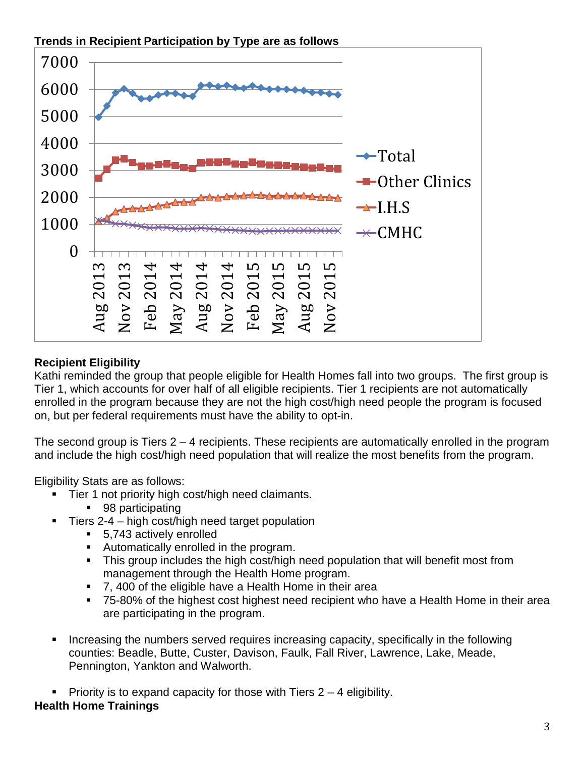**Trends in Recipient Participation by Type are as follows**

**Recipient Eligibility**

Kathi reminded the group that people eligible for Health Homes fall into two groups. The first group is Tier 1, which accounts for over half of all eligible recipients. Tier 1 recipients are not automatically enrolled in the program because they are not the high cost/high need people the program is focused on, but per federal requirements must have the ability to opt-in.

The second group is Tiers 2 – 4 recipients. These recipients are automatically enrolled in the program and include the high cost/high need population that will realize the most benefits from the program.

Eligibility Stats are as follows:

- Tier 1 not priority high cost/high need claimants.
  - 98 participating
- Tiers 2-4 – high cost/high need target population
  - 5,743 actively enrolled
  - Automatically enrolled in the program.
  - This group includes the high cost/high need population that will benefit most from management through the Health Home program.
  - 7, 400 of the eligible have a Health Home in their area
  - 75-80% of the highest cost highest need recipient who have a Health Home in their area are participating in the program.

- Increasing the numbers served requires increasing capacity, specifically in the following counties: Beadle, Butte, Custer, Davison, Faulk, Fall River, Lawrence, Lake, Meade, Pennington, Yankton and Walworth.

- Priority is to expand capacity for those with Tiers 2 – 4 eligibility.

**Health Home Trainings**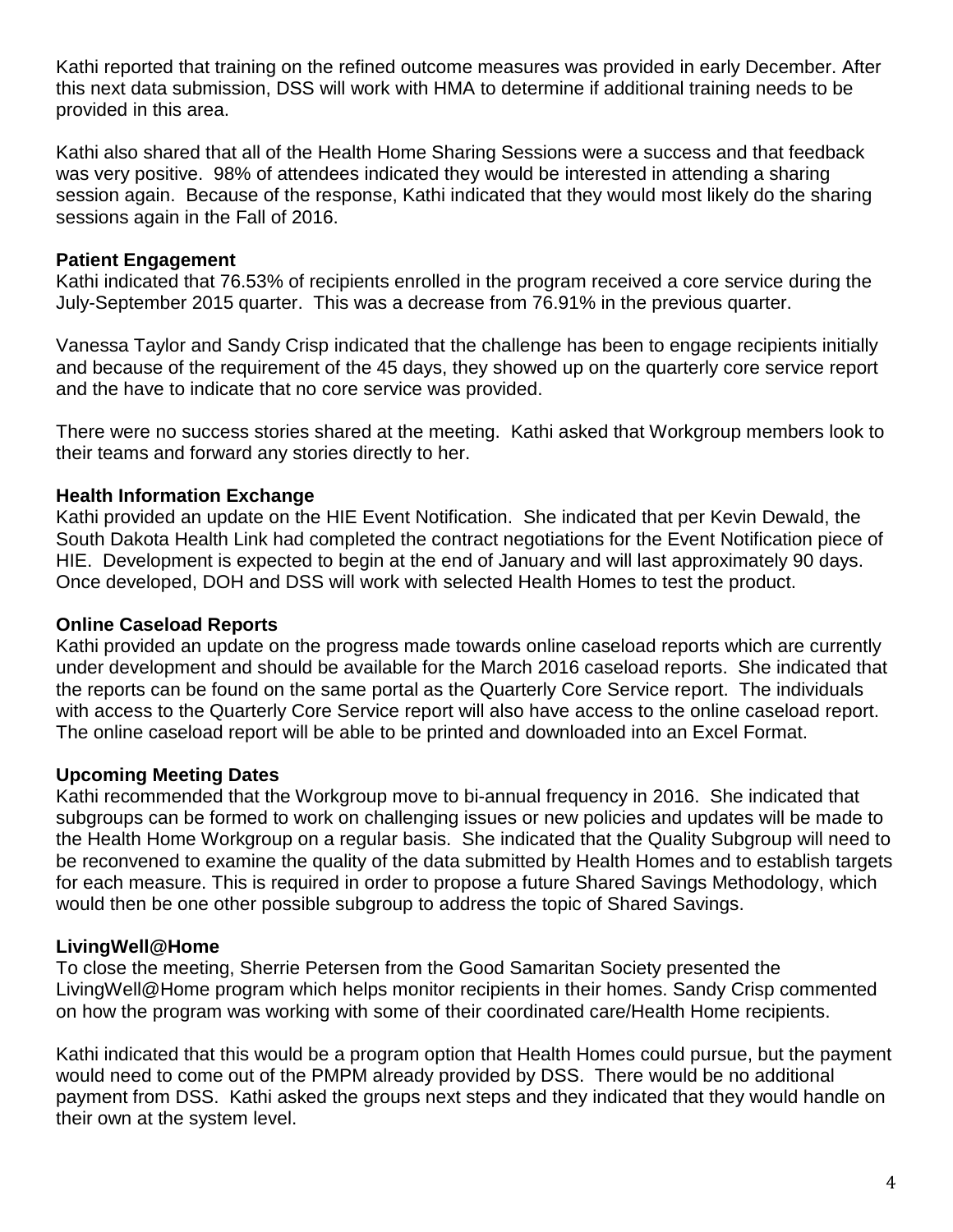Kathi reported that training on the refined outcome measures was provided in early December. After this next data submission, DSS will work with HMA to determine if additional training needs to be provided in this area.

Kathi also shared that all of the Health Home Sharing Sessions were a success and that feedback was very positive. 98% of attendees indicated they would be interested in attending a sharing session again. Because of the response, Kathi indicated that they would most likely do the sharing sessions again in the Fall of 2016.

**Patient Engagement**

Kathi indicated that 76.53% of recipients enrolled in the program received a core service during the July-September 2015 quarter. This was a decrease from 76.91% in the previous quarter.

Vanessa Taylor and Sandy Crisp indicated that the challenge has been to engage recipients initially and because of the requirement of the 45 days, they showed up on the quarterly core service report and the have to indicate that no core service was provided.

There were no success stories shared at the meeting. Kathi asked that Workgroup members look to their teams and forward any stories directly to her.

**Health Information Exchange**

Kathi provided an update on the HIE Event Notification. She indicated that per Kevin Dewald, the South Dakota Health Link had completed the contract negotiations for the Event Notification piece of HIE. Development is expected to begin at the end of January and will last approximately 90 days. Once developed, DOH and DSS will work with selected Health Homes to test the product.

**Online Caseload Reports**

Kathi provided an update on the progress made towards online caseload reports which are currently under development and should be available for the March 2016 caseload reports. She indicated that the reports can be found on the same portal as the Quarterly Core Service report. The individuals with access to the Quarterly Core Service report will also have access to the online caseload report. The online caseload report will be able to be printed and downloaded into an Excel Format.

**Upcoming Meeting Dates**

Kathi recommended that the Workgroup move to bi-annual frequency in 2016. She indicated that subgroups can be formed to work on challenging issues or new policies and updates will be made to the Health Home Workgroup on a regular basis. She indicated that the Quality Subgroup will need to be reconvened to examine the quality of the data submitted by Health Homes and to establish targets for each measure. This is required in order to propose a future Shared Savings Methodology, which would then be one other possible subgroup to address the topic of Shared Savings.

**LivingWell@Home**

To close the meeting, Sherrie Petersen from the Good Samaritan Society presented the LivingWell@Home program which helps monitor recipients in their homes. Sandy Crisp commented on how the program was working with some of their coordinated care/Health Home recipients.

Kathi indicated that this would be a program option that Health Homes could pursue, but the payment would need to come out of the PMPM already provided by DSS. There would be no additional payment from DSS. Kathi asked the groups next steps and they indicated that they would handle on their own at the system level.